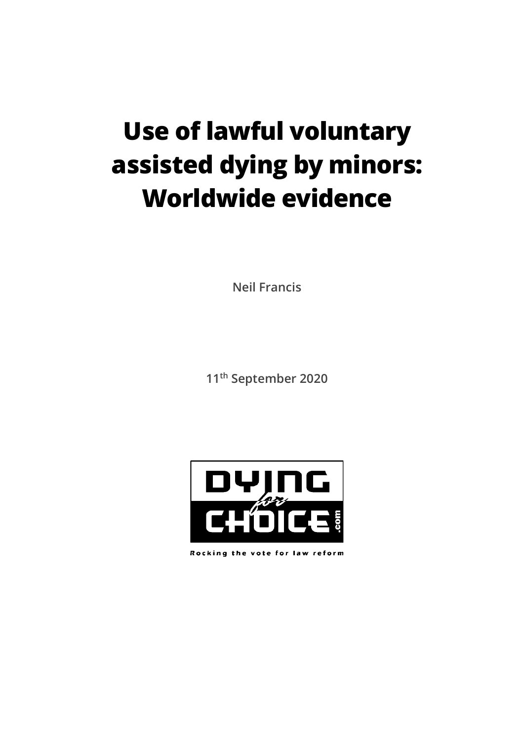# Use of lawful voluntary assisted dying by minors: Worldwide evidence

**Neil Francis**

**11th September 2020**

DYING for CHOICE .com

Rocking the vote for law reform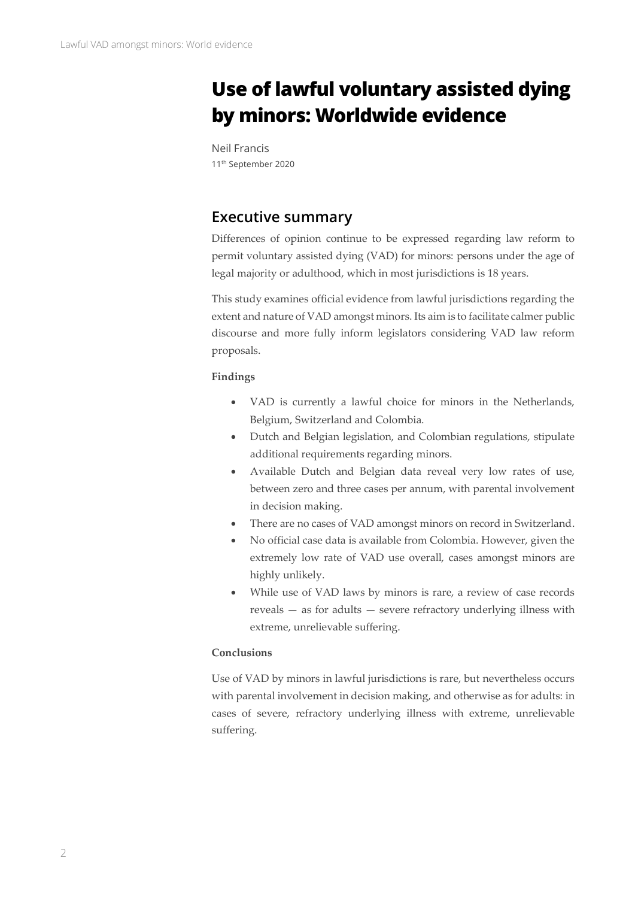# Use of lawful voluntary assisted dying by minors: Worldwide evidence

Neil Francis
11th September 2020

## Executive summary

Differences of opinion continue to be expressed regarding law reform to permit voluntary assisted dying (VAD) for minors: persons under the age of legal majority or adulthood, which in most jurisdictions is 18 years.

This study examines official evidence from lawful jurisdictions regarding the extent and nature of VAD amongst minors. Its aim is to facilitate calmer public discourse and more fully inform legislators considering VAD law reform proposals.

**Findings**

- VAD is currently a lawful choice for minors in the Netherlands, Belgium, Switzerland and Colombia.
- Dutch and Belgian legislation, and Colombian regulations, stipulate additional requirements regarding minors.
- Available Dutch and Belgian data reveal very low rates of use, between zero and three cases per annum, with parental involvement in decision making.
- There are no cases of VAD amongst minors on record in Switzerland.
- No official case data is available from Colombia. However, given the extremely low rate of VAD use overall, cases amongst minors are highly unlikely.
- While use of VAD laws by minors is rare, a review of case records reveals — as for adults — severe refractory underlying illness with extreme, unrelievable suffering.

**Conclusions**

Use of VAD by minors in lawful jurisdictions is rare, but nevertheless occurs with parental involvement in decision making, and otherwise as for adults: in cases of severe, refractory underlying illness with extreme, unrelievable suffering.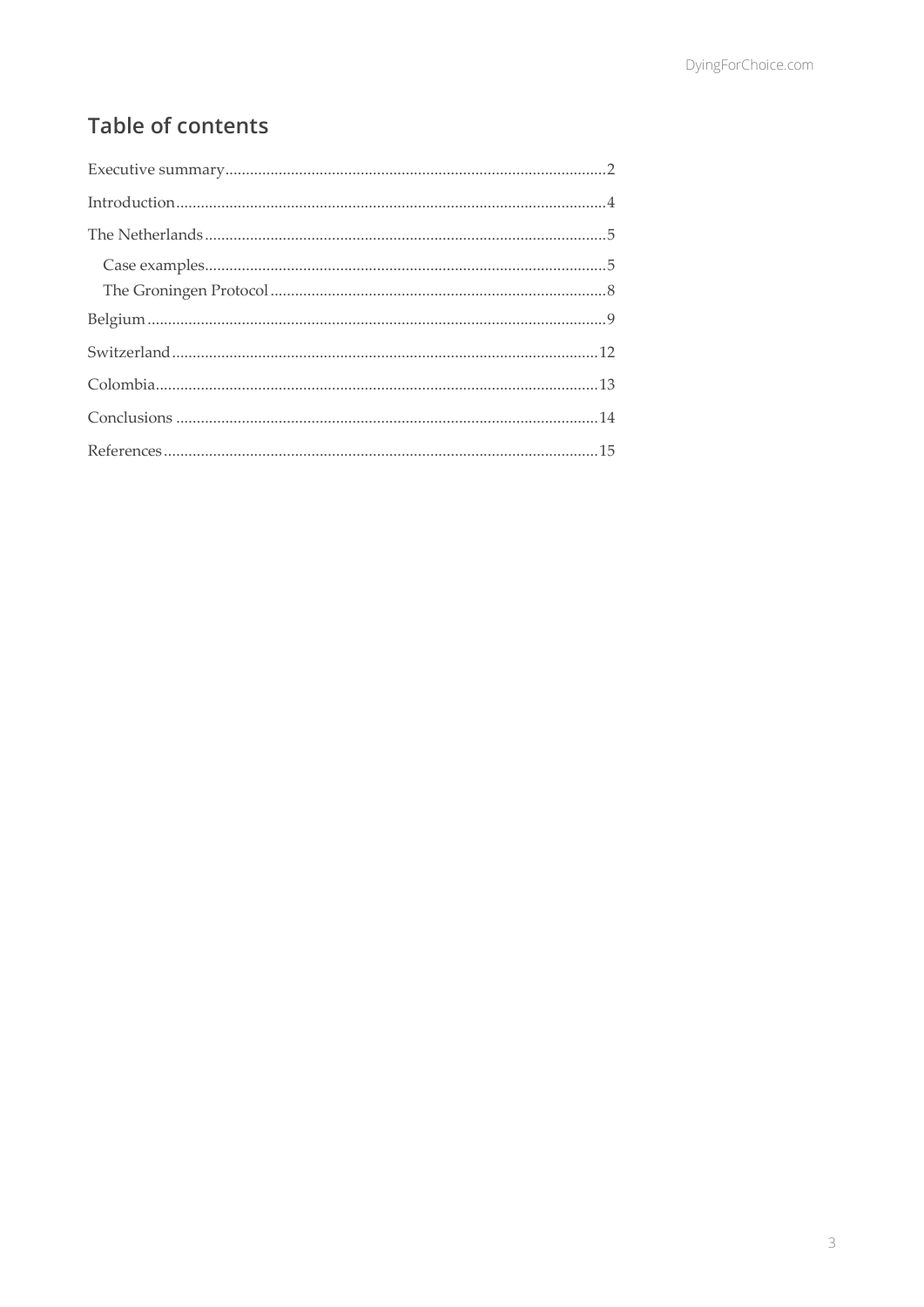## Table of contents

Executive summary........................................................................................2

Introduction....................................................................................................4

The Netherlands.............................................................................................5

- Case examples.............................................................................................5
- The Groningen Protocol.............................................................................8

Belgium..........................................................................................................9

Switzerland...................................................................................................12

Colombia.......................................................................................................13

Conclusions..................................................................................................14

References.....................................................................................................15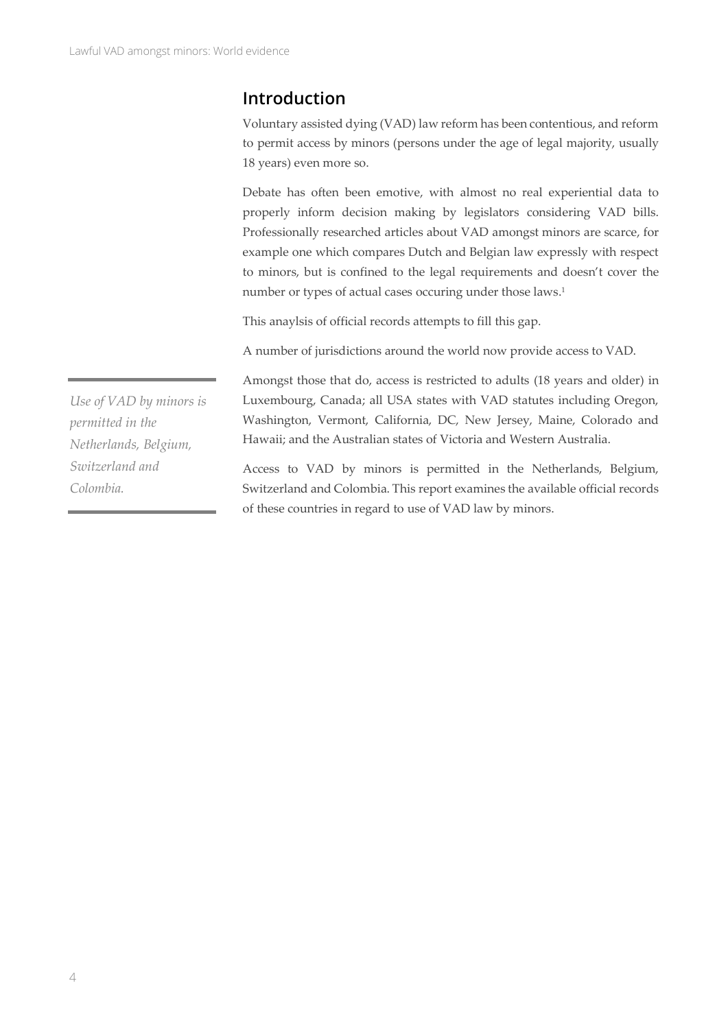## Introduction

Voluntary assisted dying (VAD) law reform has been contentious, and reform to permit access by minors (persons under the age of legal majority, usually 18 years) even more so.

Debate has often been emotive, with almost no real experiential data to properly inform decision making by legislators considering VAD bills. Professionally researched articles about VAD amongst minors are scarce, for example one which compares Dutch and Belgian law expressly with respect to minors, but is confined to the legal requirements and doesn't cover the number or types of actual cases occuring under those laws.[1]

This anaylsis of official records attempts to fill this gap.

A number of jurisdictions around the world now provide access to VAD.

*Use of VAD by minors is permitted in the Netherlands, Belgium, Switzerland and Colombia.*

Amongst those that do, access is restricted to adults (18 years and older) in Luxembourg, Canada; all USA states with VAD statutes including Oregon, Washington, Vermont, California, DC, New Jersey, Maine, Colorado and Hawaii; and the Australian states of Victoria and Western Australia.

Access to VAD by minors is permitted in the Netherlands, Belgium, Switzerland and Colombia. This report examines the available official records of these countries in regard to use of VAD law by minors.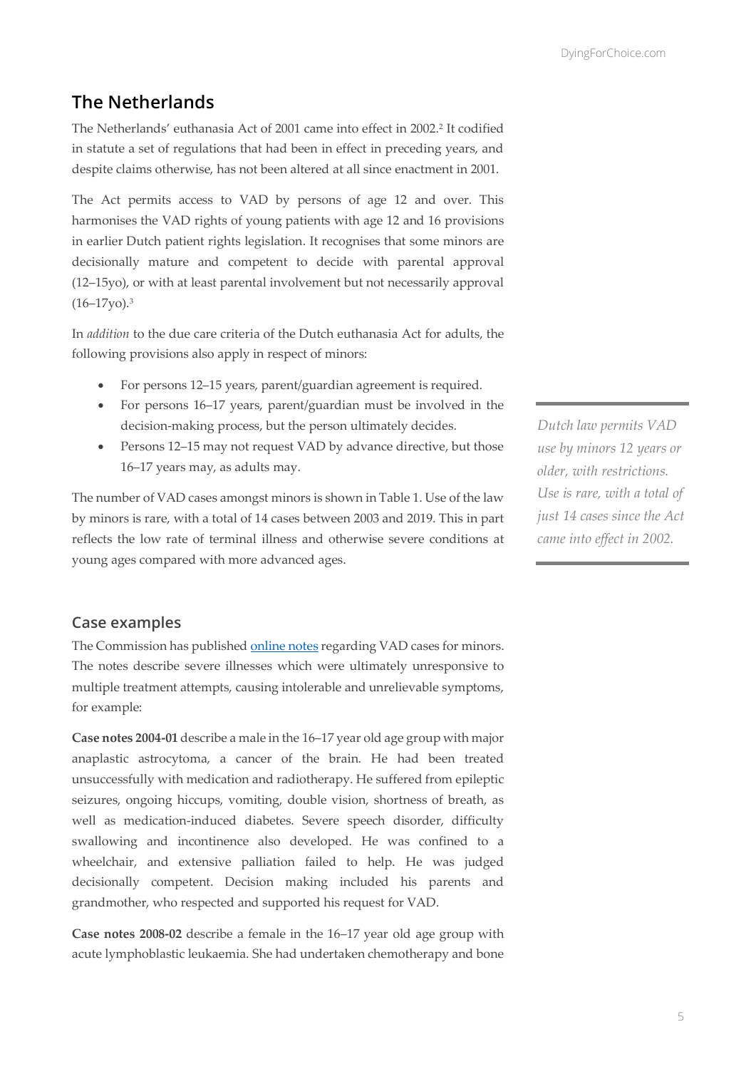## The Netherlands

The Netherlands' euthanasia Act of 2001 came into effect in 2002.[2] It codified in statute a set of regulations that had been in effect in preceding years, and despite claims otherwise, has not been altered at all since enactment in 2001.

The Act permits access to VAD by persons of age 12 and over. This harmonises the VAD rights of young patients with age 12 and 16 provisions in earlier Dutch patient rights legislation. It recognises that some minors are decisionally mature and competent to decide with parental approval (12–15yo), or with at least parental involvement but not necessarily approval (16–17yo).[3]

In *addition* to the due care criteria of the Dutch euthanasia Act for adults, the following provisions also apply in respect of minors:

- For persons 12–15 years, parent/guardian agreement is required.
- For persons 16–17 years, parent/guardian must be involved in the decision-making process, but the person ultimately decides.
- Persons 12–15 may not request VAD by advance directive, but those 16–17 years may, as adults may.

The number of VAD cases amongst minors is shown in Table 1. Use of the law by minors is rare, with a total of 14 cases between 2003 and 2019. This in part reflects the low rate of terminal illness and otherwise severe conditions at young ages compared with more advanced ages.

*Dutch law permits VAD use by minors 12 years or older, with restrictions. Use is rare, with a total of just 14 cases since the Act came into effect in 2002.*

### Case examples

The Commission has published online notes regarding VAD cases for minors. The notes describe severe illnesses which were ultimately unresponsive to multiple treatment attempts, causing intolerable and unrelievable symptoms, for example:

**Case notes 2004-01** describe a male in the 16–17 year old age group with major anaplastic astrocytoma, a cancer of the brain. He had been treated unsuccessfully with medication and radiotherapy. He suffered from epileptic seizures, ongoing hiccups, vomiting, double vision, shortness of breath, as well as medication-induced diabetes. Severe speech disorder, difficulty swallowing and incontinence also developed. He was confined to a wheelchair, and extensive palliation failed to help. He was judged decisionally competent. Decision making included his parents and grandmother, who respected and supported his request for VAD.

**Case notes 2008-02** describe a female in the 16–17 year old age group with acute lymphoblastic leukaemia. She had undertaken chemotherapy and bone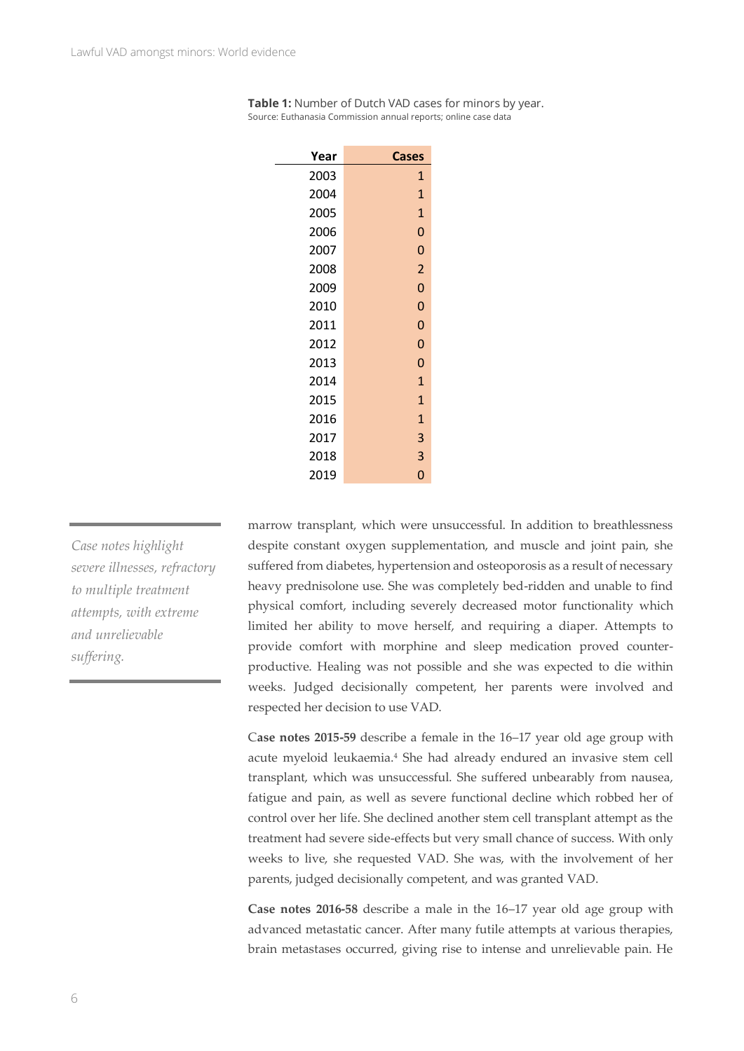**Table 1:** Number of Dutch VAD cases for minors by year.
Source: Euthanasia Commission annual reports; online case data

| Year | Cases |
|---|---|
| 2003 | 1 |
| 2004 | 1 |
| 2005 | 1 |
| 2006 | 0 |
| 2007 | 0 |
| 2008 | 2 |
| 2009 | 0 |
| 2010 | 0 |
| 2011 | 0 |
| 2012 | 0 |
| 2013 | 0 |
| 2014 | 1 |
| 2015 | 1 |
| 2016 | 1 |
| 2017 | 3 |
| 2018 | 3 |
| 2019 | 0 |

*Case notes highlight severe illnesses, refractory to multiple treatment attempts, with extreme and unrelievable suffering.*

marrow transplant, which were unsuccessful. In addition to breathlessness despite constant oxygen supplementation, and muscle and joint pain, she suffered from diabetes, hypertension and osteoporosis as a result of necessary heavy prednisolone use. She was completely bed-ridden and unable to find physical comfort, including severely decreased motor functionality which limited her ability to move herself, and requiring a diaper. Attempts to provide comfort with morphine and sleep medication proved counter-productive. Healing was not possible and she was expected to die within weeks. Judged decisionally competent, her parents were involved and respected her decision to use VAD.

C**ase notes 2015-59** describe a female in the 16–17 year old age group with acute myeloid leukaemia.[4] She had already endured an invasive stem cell transplant, which was unsuccessful. She suffered unbearably from nausea, fatigue and pain, as well as severe functional decline which robbed her of control over her life. She declined another stem cell transplant attempt as the treatment had severe side-effects but very small chance of success. With only weeks to live, she requested VAD. She was, with the involvement of her parents, judged decisionally competent, and was granted VAD.

**Case notes 2016-58** describe a male in the 16–17 year old age group with advanced metastatic cancer. After many futile attempts at various therapies, brain metastases occurred, giving rise to intense and unrelievable pain. He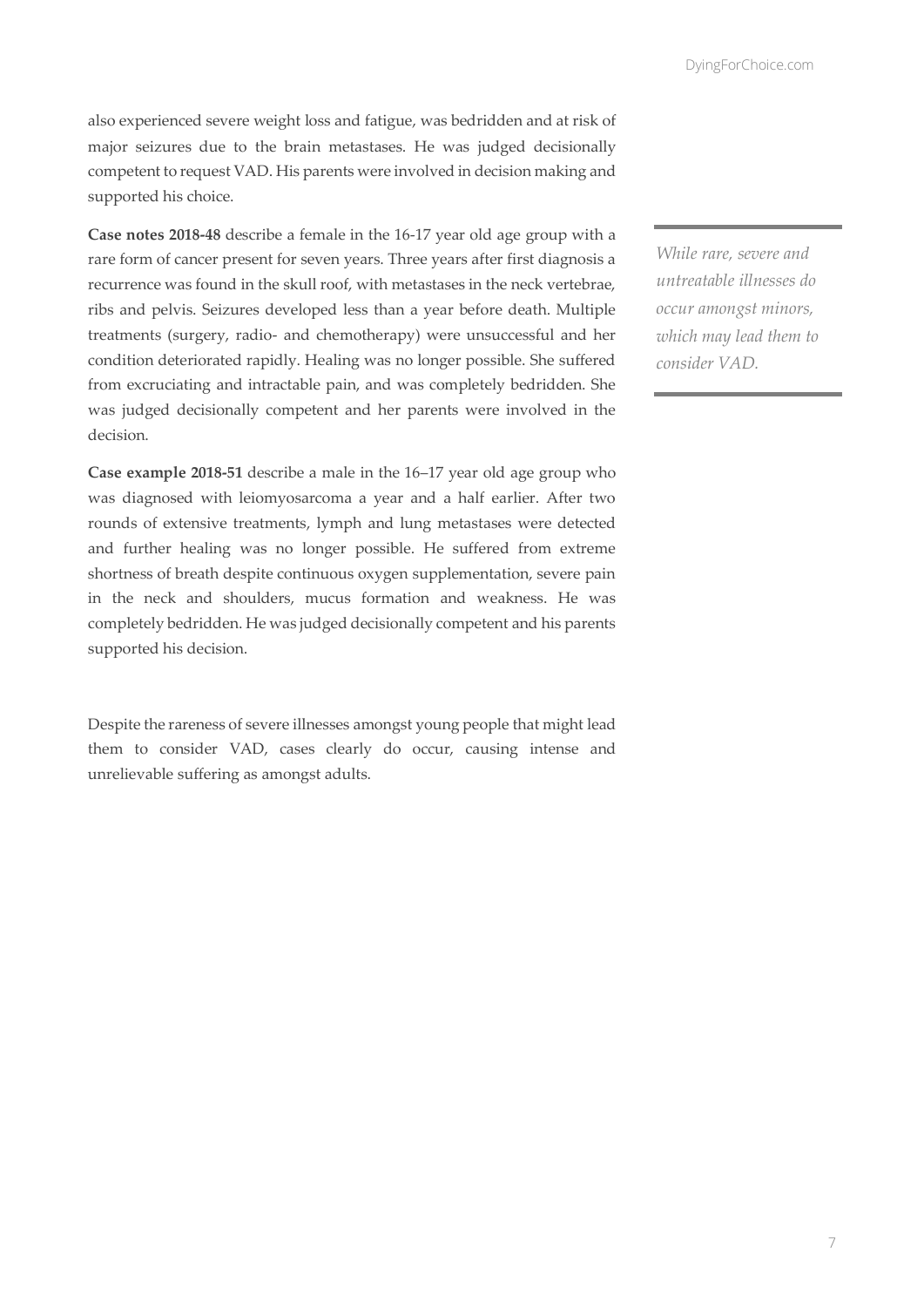also experienced severe weight loss and fatigue, was bedridden and at risk of major seizures due to the brain metastases. He was judged decisionally competent to request VAD. His parents were involved in decision making and supported his choice.

**Case notes 2018-48** describe a female in the 16-17 year old age group with a rare form of cancer present for seven years. Three years after first diagnosis a recurrence was found in the skull roof, with metastases in the neck vertebrae, ribs and pelvis. Seizures developed less than a year before death. Multiple treatments (surgery, radio- and chemotherapy) were unsuccessful and her condition deteriorated rapidly. Healing was no longer possible. She suffered from excruciating and intractable pain, and was completely bedridden. She was judged decisionally competent and her parents were involved in the decision.

*While rare, severe and untreatable illnesses do occur amongst minors, which may lead them to consider VAD.*

**Case example 2018-51** describe a male in the 16–17 year old age group who was diagnosed with leiomyosarcoma a year and a half earlier. After two rounds of extensive treatments, lymph and lung metastases were detected and further healing was no longer possible. He suffered from extreme shortness of breath despite continuous oxygen supplementation, severe pain in the neck and shoulders, mucus formation and weakness. He was completely bedridden. He was judged decisionally competent and his parents supported his decision.

Despite the rareness of severe illnesses amongst young people that might lead them to consider VAD, cases clearly do occur, causing intense and unrelievable suffering as amongst adults.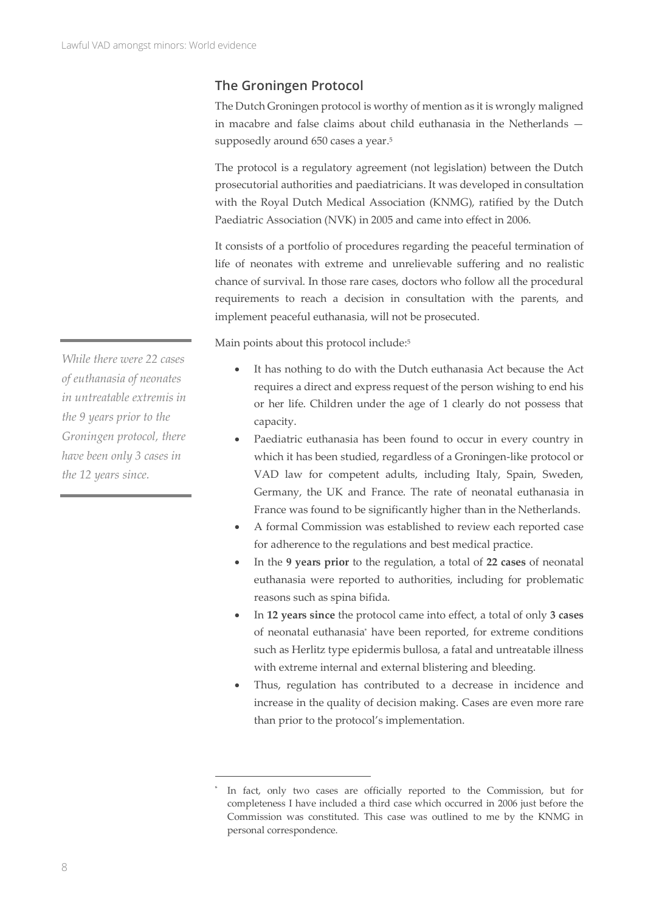## The Groningen Protocol

The Dutch Groningen protocol is worthy of mention as it is wrongly maligned in macabre and false claims about child euthanasia in the Netherlands — supposedly around 650 cases a year.[5]

The protocol is a regulatory agreement (not legislation) between the Dutch prosecutorial authorities and paediatricians. It was developed in consultation with the Royal Dutch Medical Association (KNMG), ratified by the Dutch Paediatric Association (NVK) in 2005 and came into effect in 2006.

It consists of a portfolio of procedures regarding the peaceful termination of life of neonates with extreme and unrelievable suffering and no realistic chance of survival. In those rare cases, doctors who follow all the procedural requirements to reach a decision in consultation with the parents, and implement peaceful euthanasia, will not be prosecuted.

*While there were 22 cases of euthanasia of neonates in untreatable extremis in the 9 years prior to the Groningen protocol, there have been only 3 cases in the 12 years since.*

Main points about this protocol include:[5]

- It has nothing to do with the Dutch euthanasia Act because the Act requires a direct and express request of the person wishing to end his or her life. Children under the age of 1 clearly do not possess that capacity.
- Paediatric euthanasia has been found to occur in every country in which it has been studied, regardless of a Groningen-like protocol or VAD law for competent adults, including Italy, Spain, Sweden, Germany, the UK and France. The rate of neonatal euthanasia in France was found to be significantly higher than in the Netherlands.
- A formal Commission was established to review each reported case for adherence to the regulations and best medical practice.
- In the **9 years prior** to the regulation, a total of **22 cases** of neonatal euthanasia were reported to authorities, including for problematic reasons such as spina bifida.
- In **12 years since** the protocol came into effect, a total of only **3 cases** of neonatal euthanasia* have been reported, for extreme conditions such as Herlitz type epidermis bullosa, a fatal and untreatable illness with extreme internal and external blistering and bleeding.
- Thus, regulation has contributed to a decrease in incidence and increase in the quality of decision making. Cases are even more rare than prior to the protocol's implementation.

---

* In fact, only two cases are officially reported to the Commission, but for completeness I have included a third case which occurred in 2006 just before the Commission was constituted. This case was outlined to me by the KNMG in personal correspondence.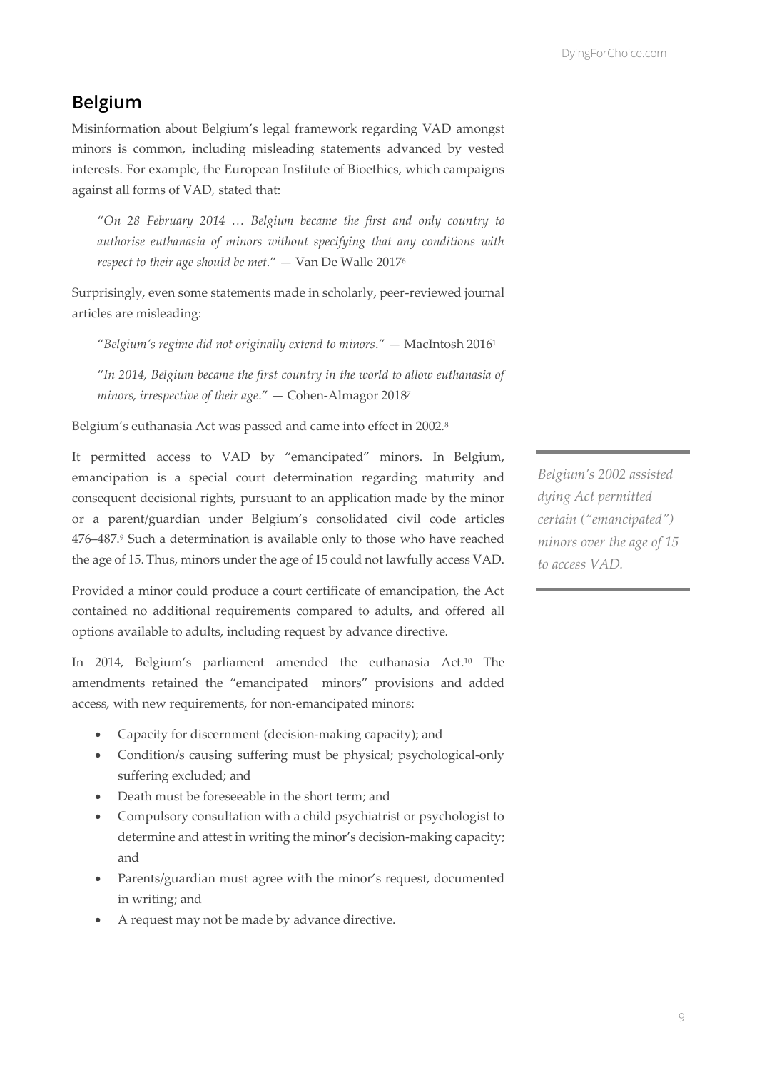## Belgium

Misinformation about Belgium's legal framework regarding VAD amongst minors is common, including misleading statements advanced by vested interests. For example, the European Institute of Bioethics, which campaigns against all forms of VAD, stated that:

> "*On 28 February 2014 … Belgium became the first and only country to authorise euthanasia of minors without specifying that any conditions with respect to their age should be met*." — Van De Walle 2017[6]

Surprisingly, even some statements made in scholarly, peer-reviewed journal articles are misleading:

> "*Belgium's regime did not originally extend to minors*." — MacIntosh 2016[1]

> "*In 2014, Belgium became the first country in the world to allow euthanasia of minors, irrespective of their age*." — Cohen-Almagor 2018[7]

Belgium's euthanasia Act was passed and came into effect in 2002.[8]

It permitted access to VAD by "emancipated" minors. In Belgium, emancipation is a special court determination regarding maturity and consequent decisional rights, pursuant to an application made by the minor or a parent/guardian under Belgium's consolidated civil code articles 476–487.[9] Such a determination is available only to those who have reached the age of 15. Thus, minors under the age of 15 could not lawfully access VAD.

*Belgium's 2002 assisted dying Act permitted certain ("emancipated") minors over the age of 15 to access VAD.*

Provided a minor could produce a court certificate of emancipation, the Act contained no additional requirements compared to adults, and offered all options available to adults, including request by advance directive.

In 2014, Belgium's parliament amended the euthanasia Act.[10] The amendments retained the "emancipated minors" provisions and added access, with new requirements, for non-emancipated minors:

- Capacity for discernment (decision-making capacity); and
- Condition/s causing suffering must be physical; psychological-only suffering excluded; and
- Death must be foreseeable in the short term; and
- Compulsory consultation with a child psychiatrist or psychologist to determine and attest in writing the minor's decision-making capacity; and
- Parents/guardian must agree with the minor's request, documented in writing; and
- A request may not be made by advance directive.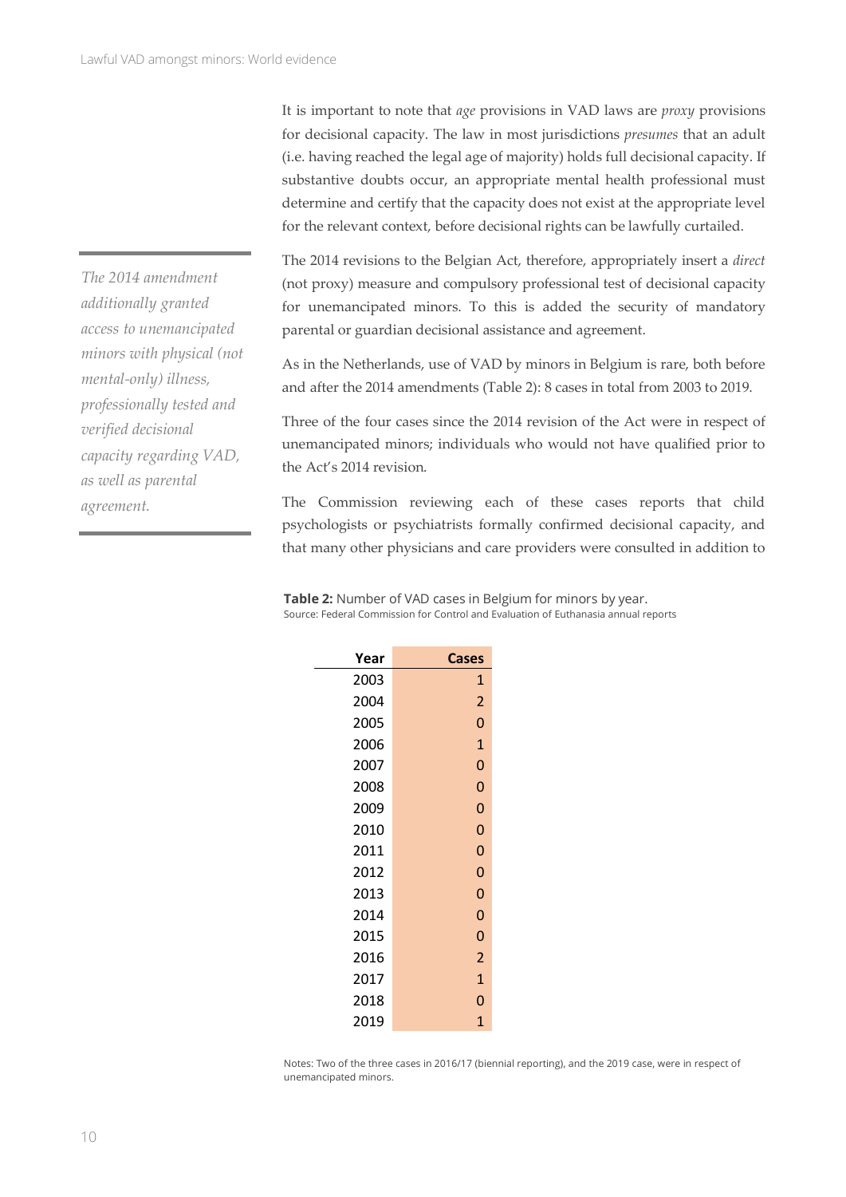It is important to note that *age* provisions in VAD laws are *proxy* provisions for decisional capacity. The law in most jurisdictions *presumes* that an adult (i.e. having reached the legal age of majority) holds full decisional capacity. If substantive doubts occur, an appropriate mental health professional must determine and certify that the capacity does not exist at the appropriate level for the relevant context, before decisional rights can be lawfully curtailed.

> *The 2014 amendment additionally granted access to unemancipated minors with physical (not mental-only) illness, professionally tested and verified decisional capacity regarding VAD, as well as parental agreement.*

The 2014 revisions to the Belgian Act, therefore, appropriately insert a *direct* (not proxy) measure and compulsory professional test of decisional capacity for unemancipated minors. To this is added the security of mandatory parental or guardian decisional assistance and agreement.

As in the Netherlands, use of VAD by minors in Belgium is rare, both before and after the 2014 amendments (Table 2): 8 cases in total from 2003 to 2019.

Three of the four cases since the 2014 revision of the Act were in respect of unemancipated minors; individuals who would not have qualified prior to the Act's 2014 revision.

The Commission reviewing each of these cases reports that child psychologists or psychiatrists formally confirmed decisional capacity, and that many other physicians and care providers were consulted in addition to

**Table 2:** Number of VAD cases in Belgium for minors by year.
Source: Federal Commission for Control and Evaluation of Euthanasia annual reports

| Year | Cases |
|---|---|
| 2003 | 1 |
| 2004 | 2 |
| 2005 | 0 |
| 2006 | 1 |
| 2007 | 0 |
| 2008 | 0 |
| 2009 | 0 |
| 2010 | 0 |
| 2011 | 0 |
| 2012 | 0 |
| 2013 | 0 |
| 2014 | 0 |
| 2015 | 0 |
| 2016 | 2 |
| 2017 | 1 |
| 2018 | 0 |
| 2019 | 1 |

Notes: Two of the three cases in 2016/17 (biennial reporting), and the 2019 case, were in respect of unemancipated minors.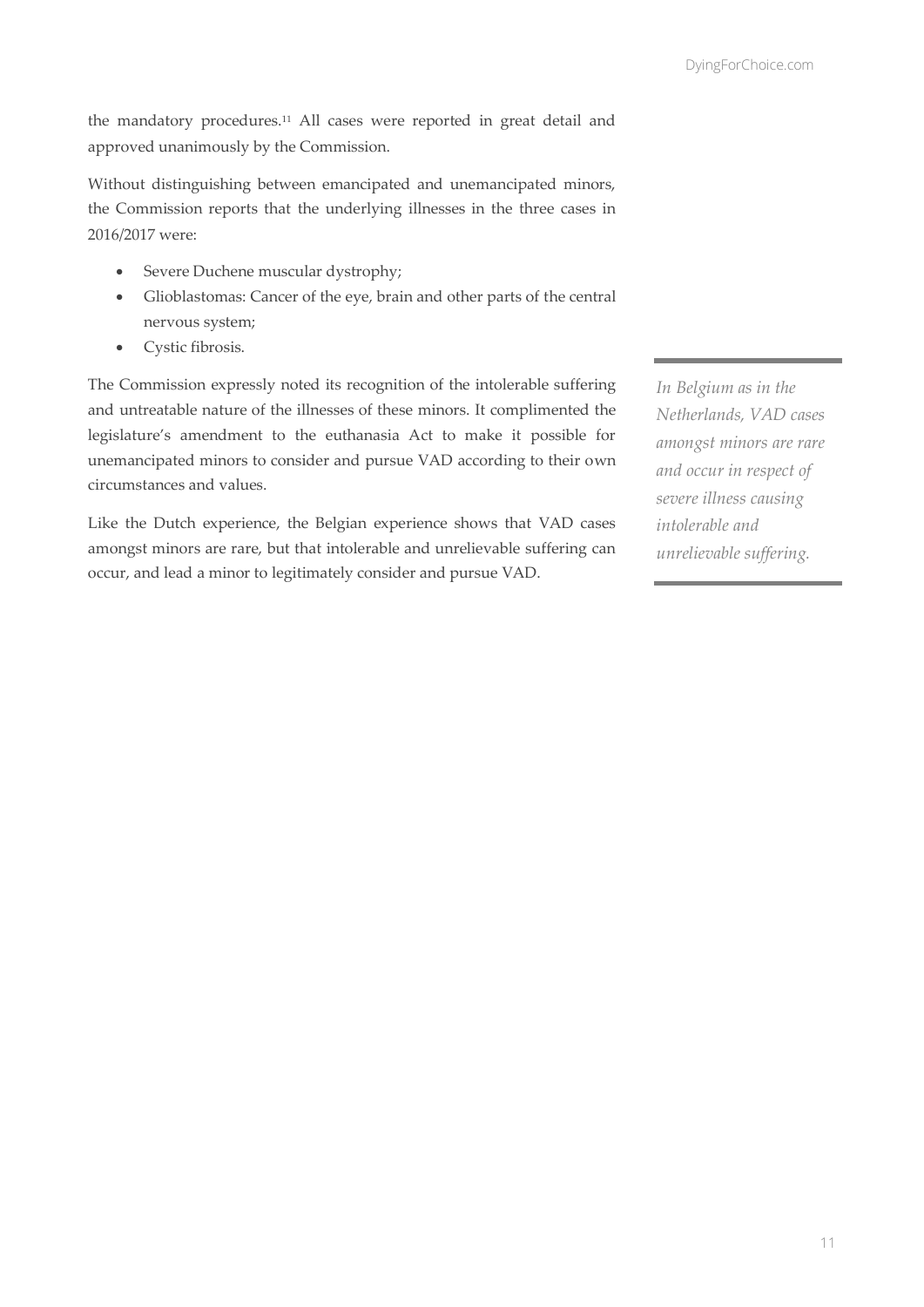the mandatory procedures.[11] All cases were reported in great detail and approved unanimously by the Commission.

Without distinguishing between emancipated and unemancipated minors, the Commission reports that the underlying illnesses in the three cases in 2016/2017 were:

- Severe Duchene muscular dystrophy;
- Glioblastomas: Cancer of the eye, brain and other parts of the central nervous system;
- Cystic fibrosis.

The Commission expressly noted its recognition of the intolerable suffering and untreatable nature of the illnesses of these minors. It complimented the legislature's amendment to the euthanasia Act to make it possible for unemancipated minors to consider and pursue VAD according to their own circumstances and values.

Like the Dutch experience, the Belgian experience shows that VAD cases amongst minors are rare, but that intolerable and unrelievable suffering can occur, and lead a minor to legitimately consider and pursue VAD.

*In Belgium as in the Netherlands, VAD cases amongst minors are rare and occur in respect of severe illness causing intolerable and unrelievable suffering.*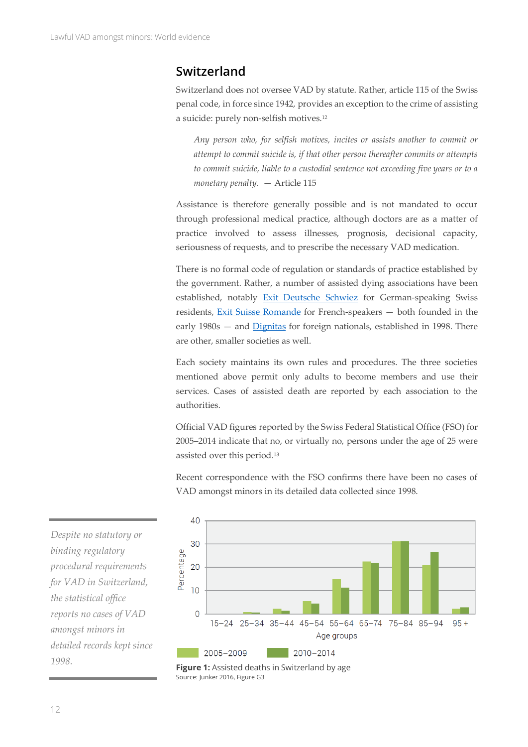## Switzerland

Switzerland does not oversee VAD by statute. Rather, article 115 of the Swiss penal code, in force since 1942, provides an exception to the crime of assisting a suicide: purely non-selfish motives.[12]

> *Any person who, for selfish motives, incites or assists another to commit or attempt to commit suicide is, if that other person thereafter commits or attempts to commit suicide, liable to a custodial sentence not exceeding five years or to a monetary penalty.* — Article 115

Assistance is therefore generally possible and is not mandated to occur through professional medical practice, although doctors are as a matter of practice involved to assess illnesses, prognosis, decisional capacity, seriousness of requests, and to prescribe the necessary VAD medication.

There is no formal code of regulation or standards of practice established by the government. Rather, a number of assisted dying associations have been established, notably Exit Deutsche Schwiez for German-speaking Swiss residents, Exit Suisse Romande for French-speakers — both founded in the early 1980s — and Dignitas for foreign nationals, established in 1998. There are other, smaller societies as well.

Each society maintains its own rules and procedures. The three societies mentioned above permit only adults to become members and use their services. Cases of assisted death are reported by each association to the authorities.

Official VAD figures reported by the Swiss Federal Statistical Office (FSO) for 2005–2014 indicate that no, or virtually no, persons under the age of 25 were assisted over this period.[13]

Recent correspondence with the FSO confirms there have been no cases of VAD amongst minors in its detailed data collected since 1998.

*Despite no statutory or binding regulatory procedural requirements for VAD in Switzerland, the statistical office reports no cases of VAD amongst minors in detailed records kept since 1998.*

**Figure 1:** Assisted deaths in Switzerland by age
Source: Junker 2016, Figure G3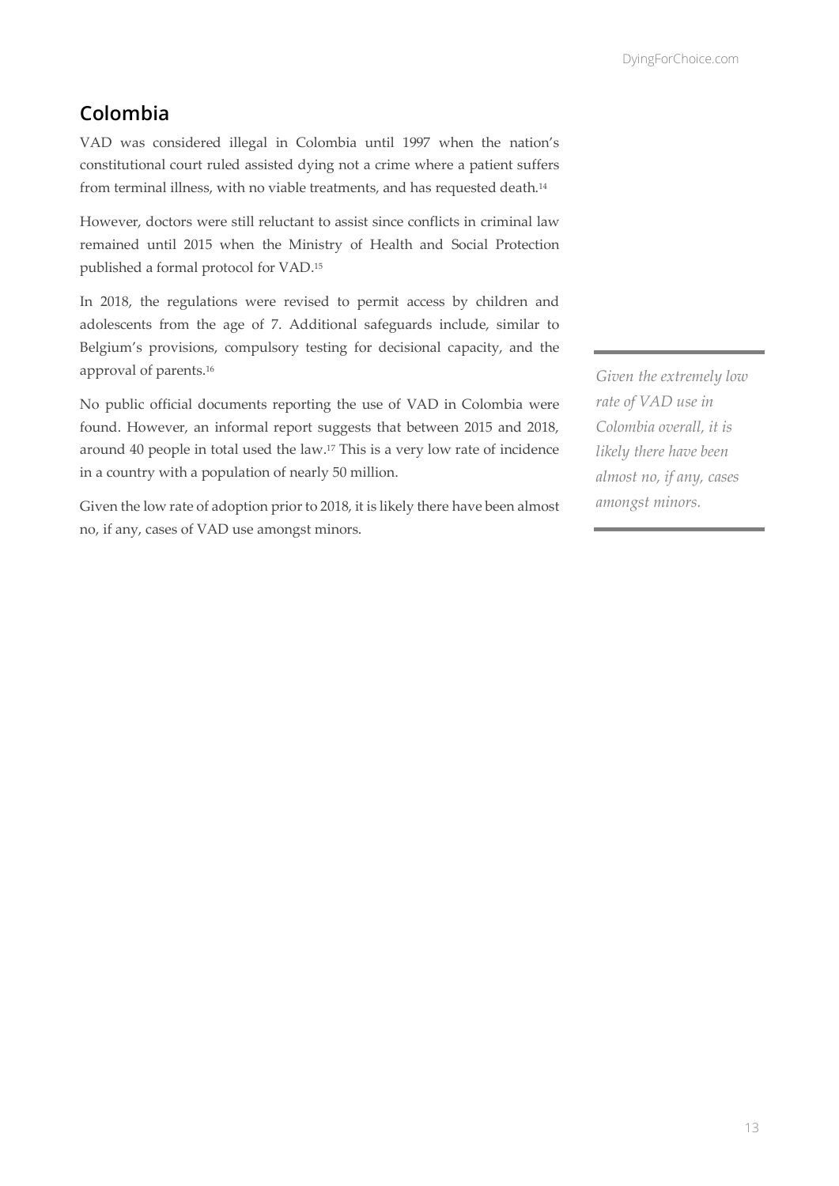## Colombia

VAD was considered illegal in Colombia until 1997 when the nation's constitutional court ruled assisted dying not a crime where a patient suffers from terminal illness, with no viable treatments, and has requested death.[14]

However, doctors were still reluctant to assist since conflicts in criminal law remained until 2015 when the Ministry of Health and Social Protection published a formal protocol for VAD.[15]

In 2018, the regulations were revised to permit access by children and adolescents from the age of 7. Additional safeguards include, similar to Belgium's provisions, compulsory testing for decisional capacity, and the approval of parents.[16]

No public official documents reporting the use of VAD in Colombia were found. However, an informal report suggests that between 2015 and 2018, around 40 people in total used the law.[17] This is a very low rate of incidence in a country with a population of nearly 50 million.

Given the low rate of adoption prior to 2018, it is likely there have been almost no, if any, cases of VAD use amongst minors.

> *Given the extremely low rate of VAD use in Colombia overall, it is likely there have been almost no, if any, cases amongst minors.*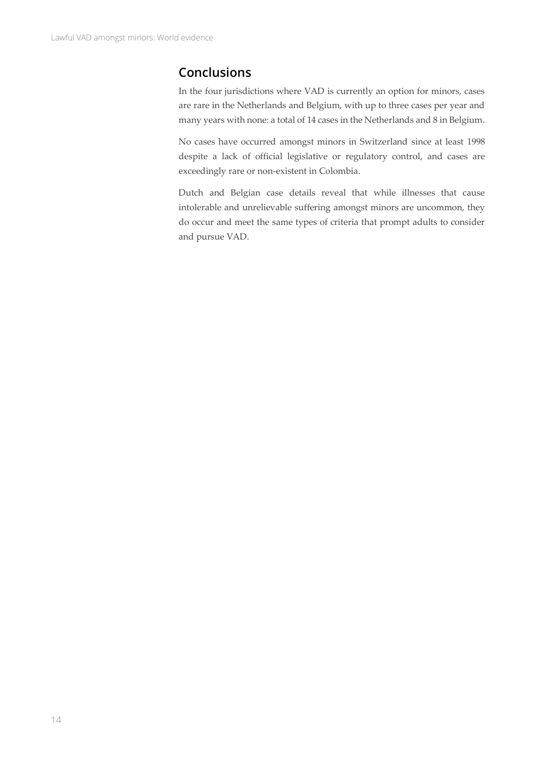## Conclusions

In the four jurisdictions where VAD is currently an option for minors, cases are rare in the Netherlands and Belgium, with up to three cases per year and many years with none: a total of 14 cases in the Netherlands and 8 in Belgium.

No cases have occurred amongst minors in Switzerland since at least 1998 despite a lack of official legislative or regulatory control, and cases are exceedingly rare or non-existent in Colombia.

Dutch and Belgian case details reveal that while illnesses that cause intolerable and unrelievable suffering amongst minors are uncommon, they do occur and meet the same types of criteria that prompt adults to consider and pursue VAD.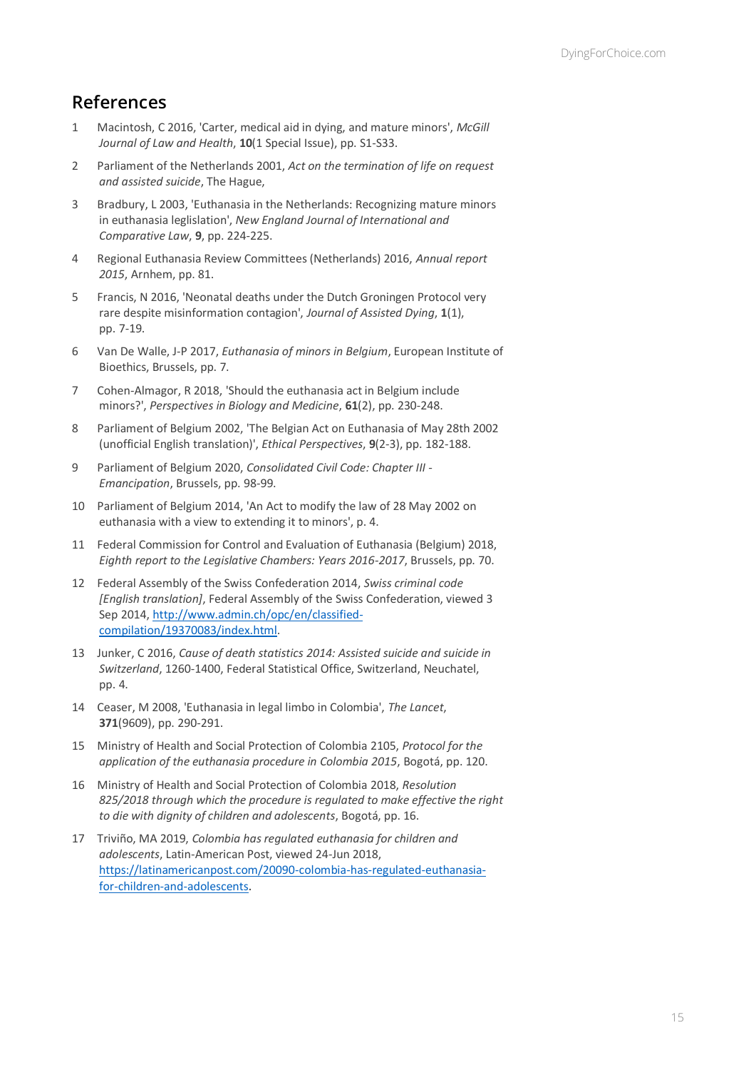## References

1. Macintosh, C 2016, 'Carter, medical aid in dying, and mature minors', *McGill Journal of Law and Health*, **10**(1 Special Issue), pp. S1-S33.
2. Parliament of the Netherlands 2001, *Act on the termination of life on request and assisted suicide*, The Hague,
3. Bradbury, L 2003, 'Euthanasia in the Netherlands: Recognizing mature minors in euthanasia leglislation', *New England Journal of International and Comparative Law*, **9**, pp. 224-225.
4. Regional Euthanasia Review Committees (Netherlands) 2016, *Annual report 2015*, Arnhem, pp. 81.
5. Francis, N 2016, 'Neonatal deaths under the Dutch Groningen Protocol very rare despite misinformation contagion', *Journal of Assisted Dying*, **1**(1), pp. 7-19.
6. Van De Walle, J-P 2017, *Euthanasia of minors in Belgium*, European Institute of Bioethics, Brussels, pp. 7.
7. Cohen-Almagor, R 2018, 'Should the euthanasia act in Belgium include minors?', *Perspectives in Biology and Medicine*, **61**(2), pp. 230-248.
8. Parliament of Belgium 2002, 'The Belgian Act on Euthanasia of May 28th 2002 (unofficial English translation)', *Ethical Perspectives*, **9**(2-3), pp. 182-188.
9. Parliament of Belgium 2020, *Consolidated Civil Code: Chapter III - Emancipation*, Brussels, pp. 98-99.
10. Parliament of Belgium 2014, 'An Act to modify the law of 28 May 2002 on euthanasia with a view to extending it to minors', p. 4.
11. Federal Commission for Control and Evaluation of Euthanasia (Belgium) 2018, *Eighth report to the Legislative Chambers: Years 2016-2017*, Brussels, pp. 70.
12. Federal Assembly of the Swiss Confederation 2014, *Swiss criminal code [English translation]*, Federal Assembly of the Swiss Confederation, viewed 3 Sep 2014, [http://www.admin.ch/opc/en/classified-compilation/19370083/index.html](http://www.admin.ch/opc/en/classified-compilation/19370083/index.html).
13. Junker, C 2016, *Cause of death statistics 2014: Assisted suicide and suicide in Switzerland*, 1260-1400, Federal Statistical Office, Switzerland, Neuchatel, pp. 4.
14. Ceaser, M 2008, 'Euthanasia in legal limbo in Colombia', *The Lancet*, **371**(9609), pp. 290-291.
15. Ministry of Health and Social Protection of Colombia 2105, *Protocol for the application of the euthanasia procedure in Colombia 2015*, Bogotá, pp. 120.
16. Ministry of Health and Social Protection of Colombia 2018, *Resolution 825/2018 through which the procedure is regulated to make effective the right to die with dignity of children and adolescents*, Bogotá, pp. 16.
17. Triviño, MA 2019, *Colombia has regulated euthanasia for children and adolescents*, Latin-American Post, viewed 24-Jun 2018, [https://latinamericanpost.com/20090-colombia-has-regulated-euthanasia-for-children-and-adolescents](https://latinamericanpost.com/20090-colombia-has-regulated-euthanasia-for-children-and-adolescents).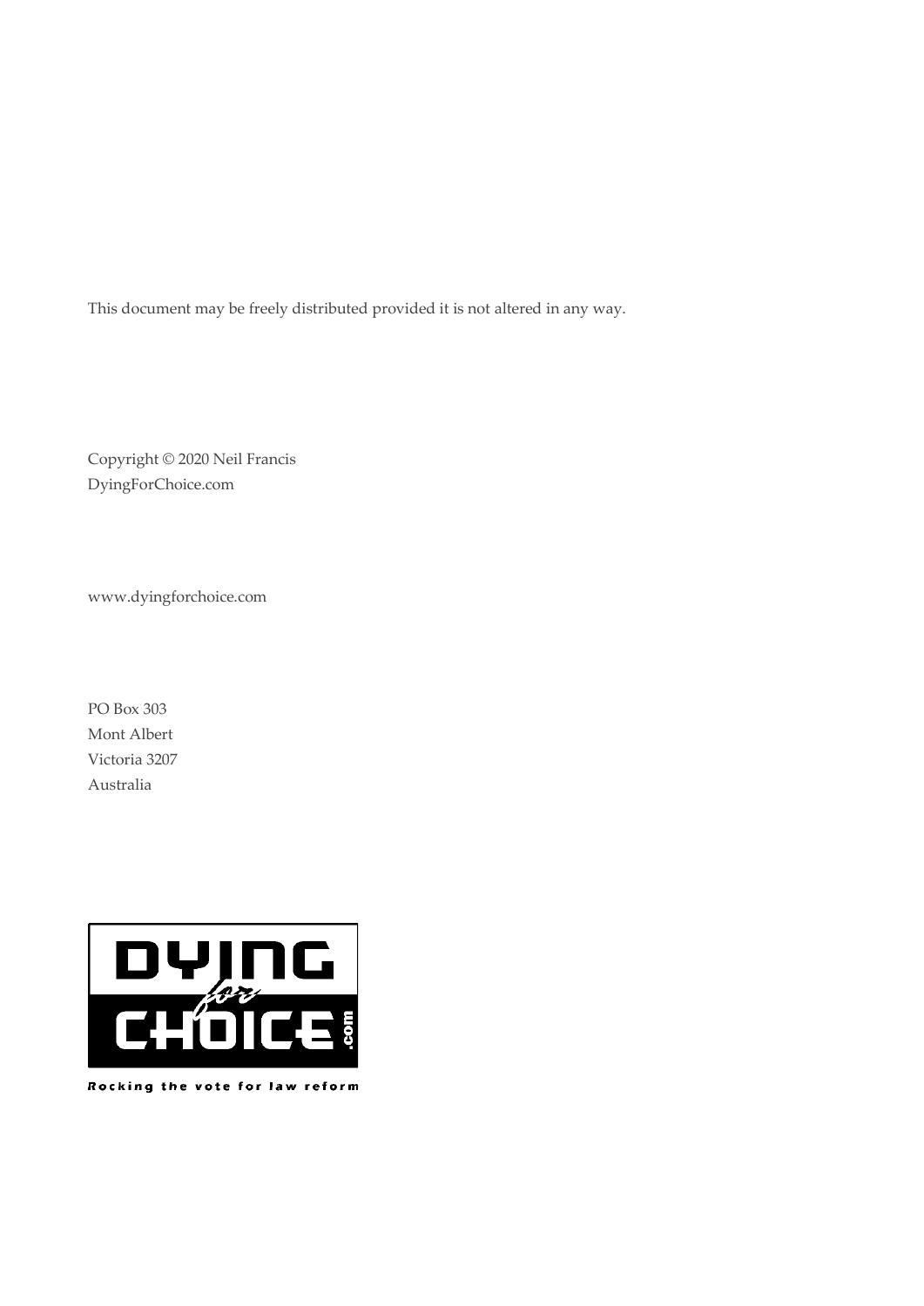This document may be freely distributed provided it is not altered in any way.

Copyright © 2020 Neil Francis
DyingForChoice.com

www.dyingforchoice.com

PO Box 303
Mont Albert
Victoria 3207
Australia

DYING for CHOICE .com

Rocking the vote for law reform